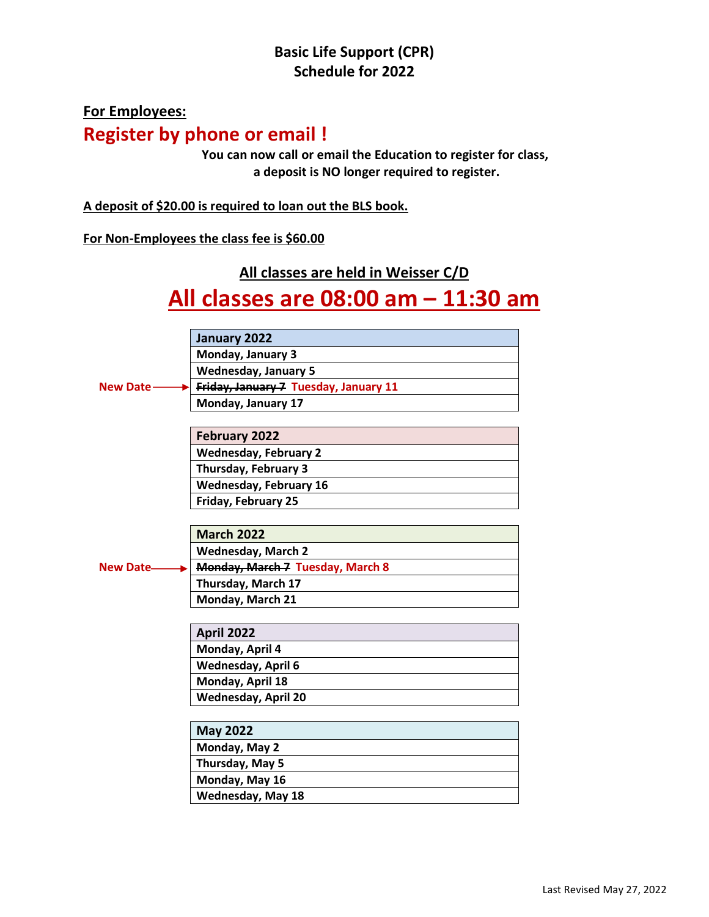# Basic Life Support (CPR)
# Schedule for 2022

**For Employees:**

## Register by phone or email !

**You can now call or email the Education to register for class, a deposit is NO longer required to register.**

**A deposit of $20.00 is required to loan out the BLS book.**

**For Non-Employees the class fee is $60.00**

**All classes are held in Weisser C/D**

## All classes are 08:00 am – 11:30 am

| January 2022 |
|---|
| Monday, January 3 |
| Wednesday, January 5 |
| ~~Friday, January 7~~ Tuesday, January 11 (New Date) |
| Monday, January 17 |

| February 2022 |
|---|
| Wednesday, February 2 |
| Thursday, February 3 |
| Wednesday, February 16 |
| Friday, February 25 |

| March 2022 |
|---|
| Wednesday, March 2 |
| ~~Monday, March 7~~ Tuesday, March 8 (New Date) |
| Thursday, March 17 |
| Monday, March 21 |

| April 2022 |
|---|
| Monday, April 4 |
| Wednesday, April 6 |
| Monday, April 18 |
| Wednesday, April 20 |

| May 2022 |
|---|
| Monday, May 2 |
| Thursday, May 5 |
| Monday, May 16 |
| Wednesday, May 18 |

Last Revised May 27, 2022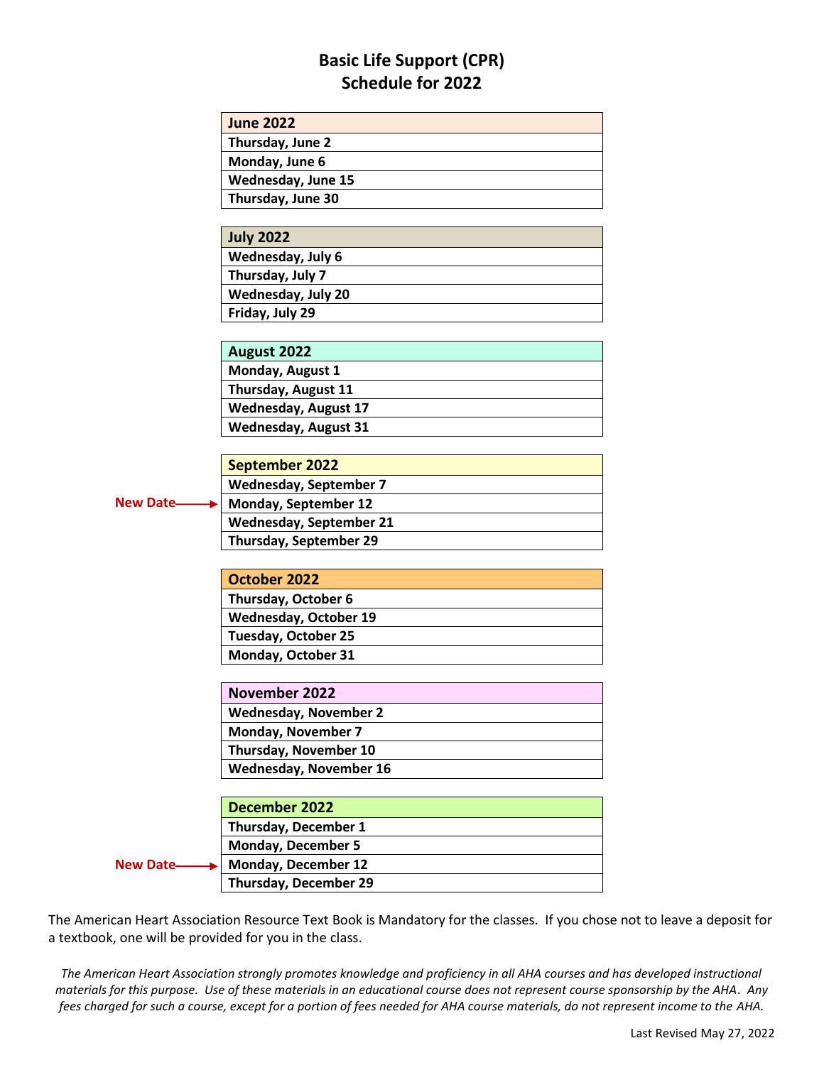# Basic Life Support (CPR)
# Schedule for 2022

| June 2022 |
|---|
| Thursday, June 2 |
| Monday, June 6 |
| Wednesday, June 15 |
| Thursday, June 30 |

| July 2022 |
|---|
| Wednesday, July 6 |
| Thursday, July 7 |
| Wednesday, July 20 |
| Friday, July 29 |

| August 2022 |
|---|
| Monday, August 1 |
| Thursday, August 11 |
| Wednesday, August 17 |
| Wednesday, August 31 |

| | September 2022 |
|---|---|
| | Wednesday, September 7 |
| New Date → | Monday, September 12 |
| | Wednesday, September 21 |
| | Thursday, September 29 |

| October 2022 |
|---|
| Thursday, October 6 |
| Wednesday, October 19 |
| Tuesday, October 25 |
| Monday, October 31 |

| November 2022 |
|---|
| Wednesday, November 2 |
| Monday, November 7 |
| Thursday, November 10 |
| Wednesday, November 16 |

| | December 2022 |
|---|---|
| | Thursday, December 1 |
| | Monday, December 5 |
| New Date → | Monday, December 12 |
| | Thursday, December 29 |

The American Heart Association Resource Text Book is Mandatory for the classes. If you chose not to leave a deposit for a textbook, one will be provided for you in the class.

*The American Heart Association strongly promotes knowledge and proficiency in all AHA courses and has developed instructional materials for this purpose. Use of these materials in an educational course does not represent course sponsorship by the AHA. Any fees charged for such a course, except for a portion of fees needed for AHA course materials, do not represent income to the AHA.*

Last Revised May 27, 2022